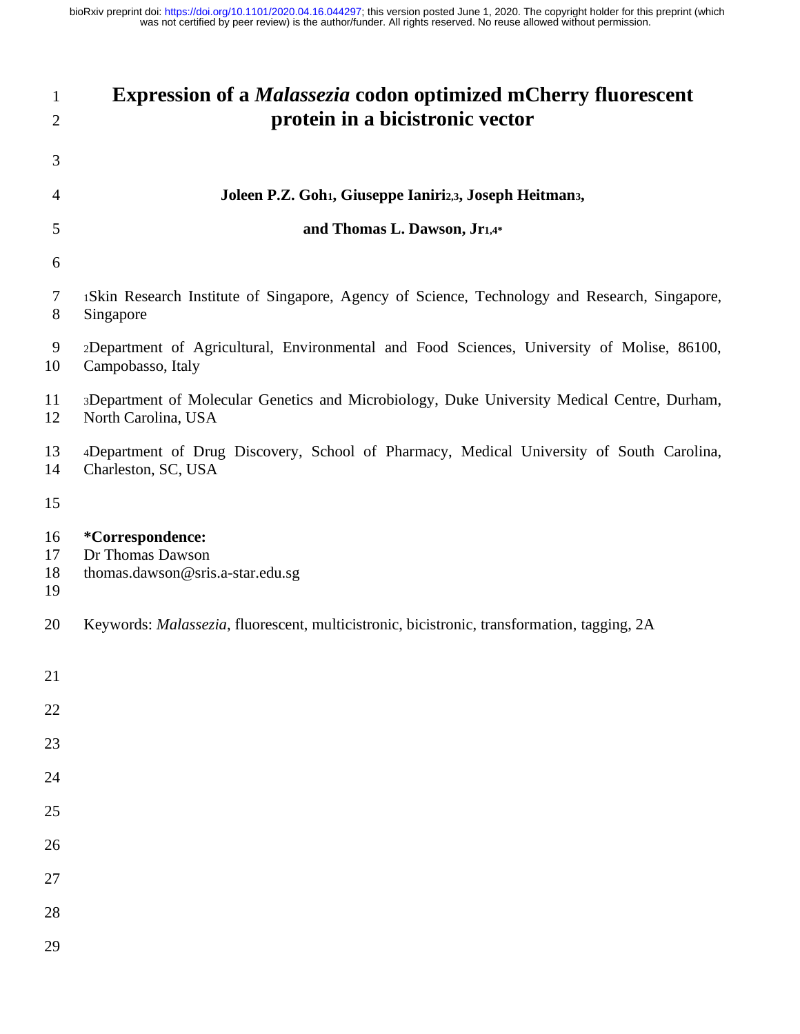# Expression of a *Malassezia* codon optimized mCherry fluorescent protein in a bicistronic vector

**Joleen P.Z. Goh[1], Giuseppe Ianiri[2,3], Joseph Heitman[3],**

**and Thomas L. Dawson, Jr[1,4*]**

[1]Skin Research Institute of Singapore, Agency of Science, Technology and Research, Singapore, Singapore

[2]Department of Agricultural, Environmental and Food Sciences, University of Molise, 86100, Campobasso, Italy

[3]Department of Molecular Genetics and Microbiology, Duke University Medical Centre, Durham, North Carolina, USA

[4]Department of Drug Discovery, School of Pharmacy, Medical University of South Carolina, Charleston, SC, USA

**\*Correspondence:**
Dr Thomas Dawson
thomas.dawson@sris.a-star.edu.sg

Keywords: *Malassezia*, fluorescent, multicistronic, bicistronic, transformation, tagging, 2A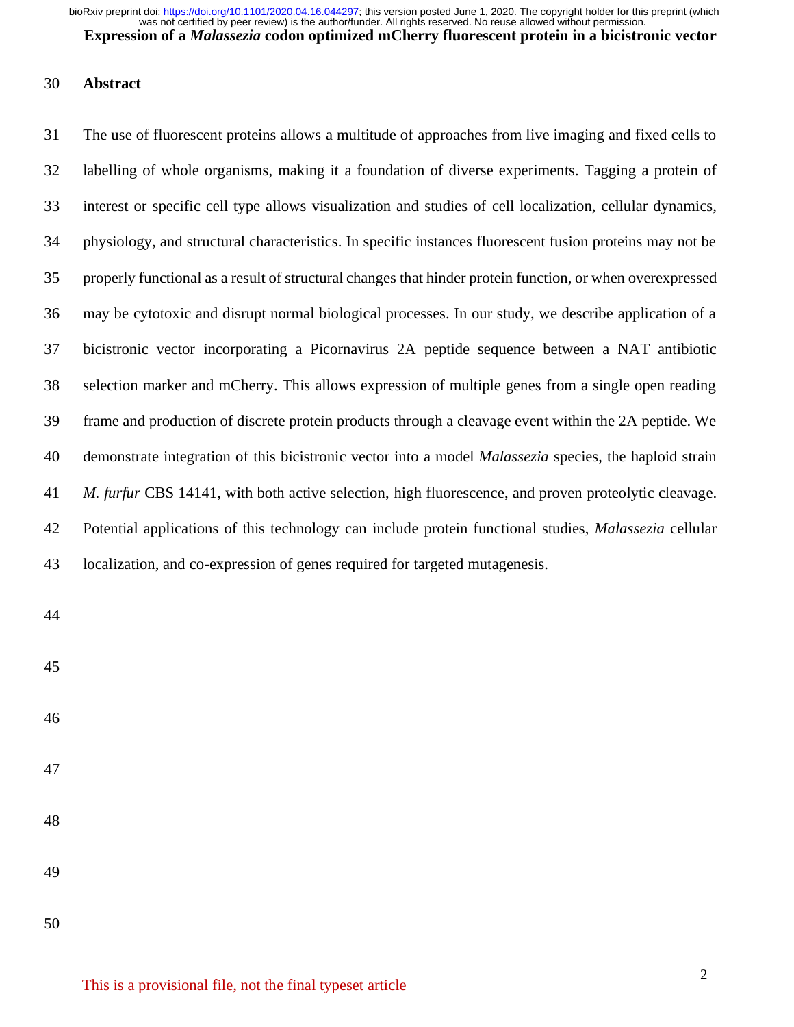## Abstract

The use of fluorescent proteins allows a multitude of approaches from live imaging and fixed cells to labelling of whole organisms, making it a foundation of diverse experiments. Tagging a protein of interest or specific cell type allows visualization and studies of cell localization, cellular dynamics, physiology, and structural characteristics. In specific instances fluorescent fusion proteins may not be properly functional as a result of structural changes that hinder protein function, or when overexpressed may be cytotoxic and disrupt normal biological processes. In our study, we describe application of a bicistronic vector incorporating a Picornavirus 2A peptide sequence between a NAT antibiotic selection marker and mCherry. This allows expression of multiple genes from a single open reading frame and production of discrete protein products through a cleavage event within the 2A peptide. We demonstrate integration of this bicistronic vector into a model *Malassezia* species, the haploid strain *M. furfur* CBS 14141, with both active selection, high fluorescence, and proven proteolytic cleavage. Potential applications of this technology can include protein functional studies, *Malassezia* cellular localization, and co-expression of genes required for targeted mutagenesis.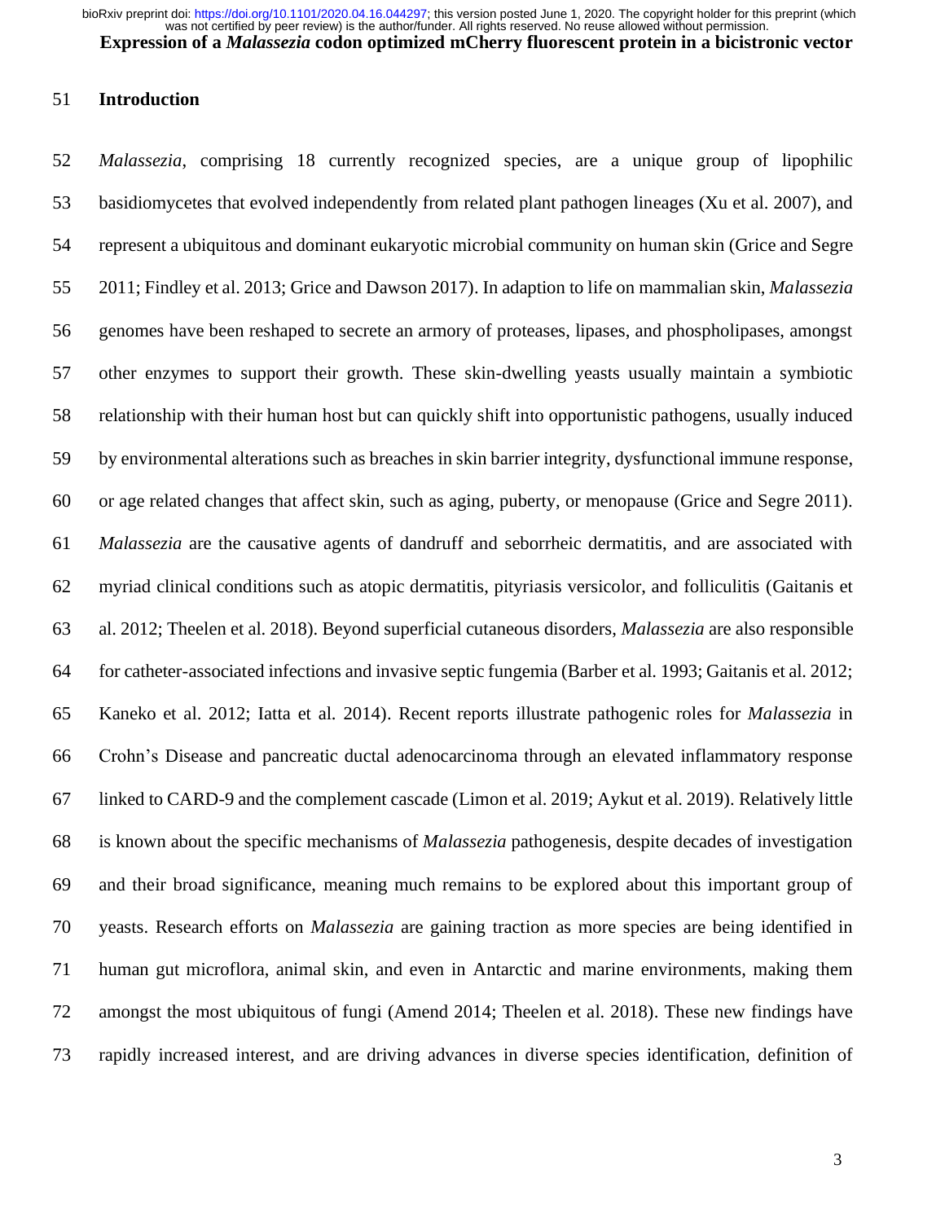## Introduction

*Malassezia*, comprising 18 currently recognized species, are a unique group of lipophilic basidiomycetes that evolved independently from related plant pathogen lineages (Xu et al. 2007), and represent a ubiquitous and dominant eukaryotic microbial community on human skin (Grice and Segre 2011; Findley et al. 2013; Grice and Dawson 2017). In adaption to life on mammalian skin, *Malassezia* genomes have been reshaped to secrete an armory of proteases, lipases, and phospholipases, amongst other enzymes to support their growth. These skin-dwelling yeasts usually maintain a symbiotic relationship with their human host but can quickly shift into opportunistic pathogens, usually induced by environmental alterations such as breaches in skin barrier integrity, dysfunctional immune response, or age related changes that affect skin, such as aging, puberty, or menopause (Grice and Segre 2011). *Malassezia* are the causative agents of dandruff and seborrheic dermatitis, and are associated with myriad clinical conditions such as atopic dermatitis, pityriasis versicolor, and folliculitis (Gaitanis et al. 2012; Theelen et al. 2018). Beyond superficial cutaneous disorders, *Malassezia* are also responsible for catheter-associated infections and invasive septic fungemia (Barber et al. 1993; Gaitanis et al. 2012; Kaneko et al. 2012; Iatta et al. 2014). Recent reports illustrate pathogenic roles for *Malassezia* in Crohn's Disease and pancreatic ductal adenocarcinoma through an elevated inflammatory response linked to CARD-9 and the complement cascade (Limon et al. 2019; Aykut et al. 2019). Relatively little is known about the specific mechanisms of *Malassezia* pathogenesis, despite decades of investigation and their broad significance, meaning much remains to be explored about this important group of yeasts. Research efforts on *Malassezia* are gaining traction as more species are being identified in human gut microflora, animal skin, and even in Antarctic and marine environments, making them amongst the most ubiquitous of fungi (Amend 2014; Theelen et al. 2018). These new findings have rapidly increased interest, and are driving advances in diverse species identification, definition of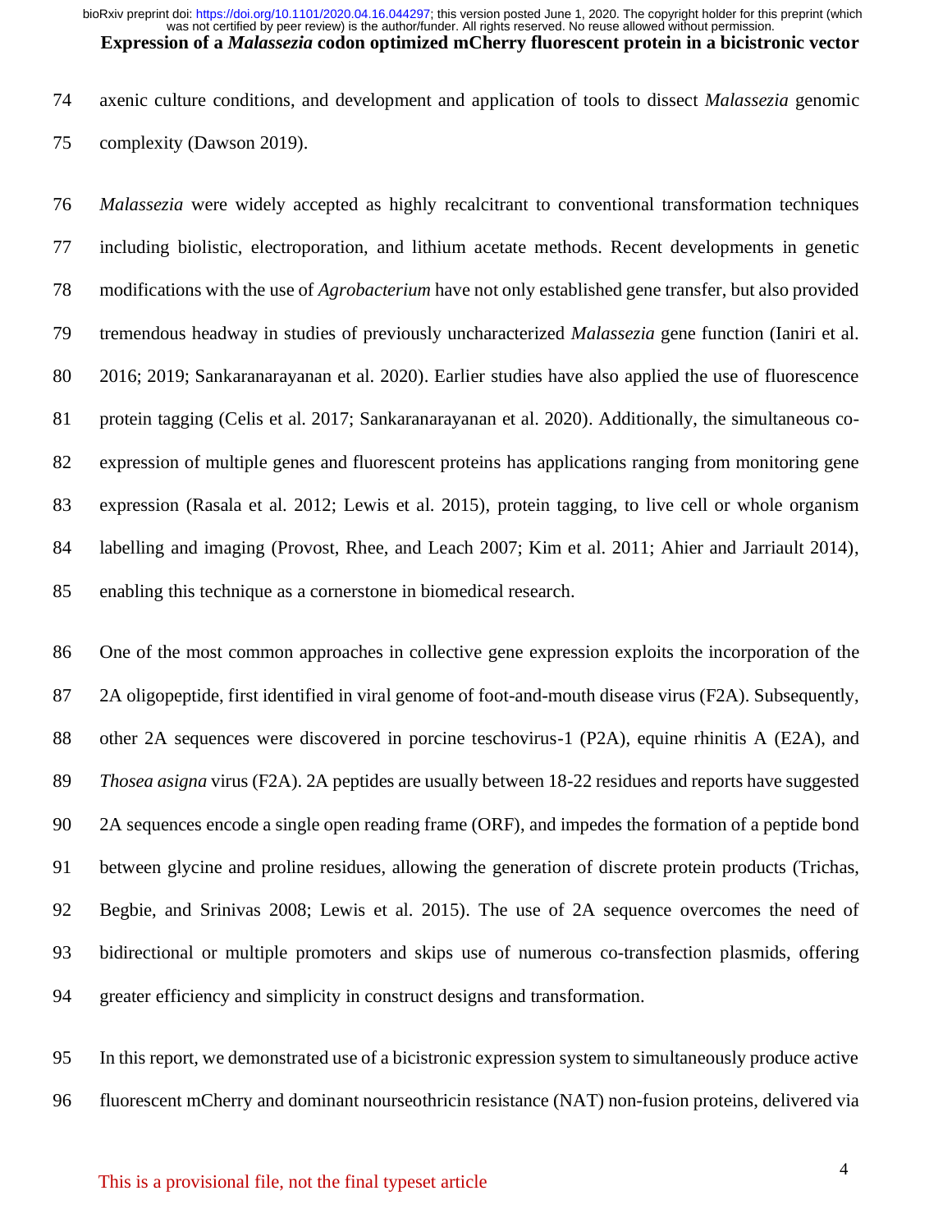axenic culture conditions, and development and application of tools to dissect *Malassezia* genomic complexity (Dawson 2019).

*Malassezia* were widely accepted as highly recalcitrant to conventional transformation techniques including biolistic, electroporation, and lithium acetate methods. Recent developments in genetic modifications with the use of *Agrobacterium* have not only established gene transfer, but also provided tremendous headway in studies of previously uncharacterized *Malassezia* gene function (Ianiri et al. 2016; 2019; Sankaranarayanan et al. 2020). Earlier studies have also applied the use of fluorescence protein tagging (Celis et al. 2017; Sankaranarayanan et al. 2020). Additionally, the simultaneous co-expression of multiple genes and fluorescent proteins has applications ranging from monitoring gene expression (Rasala et al. 2012; Lewis et al. 2015), protein tagging, to live cell or whole organism labelling and imaging (Provost, Rhee, and Leach 2007; Kim et al. 2011; Ahier and Jarriault 2014), enabling this technique as a cornerstone in biomedical research.

One of the most common approaches in collective gene expression exploits the incorporation of the 2A oligopeptide, first identified in viral genome of foot-and-mouth disease virus (F2A). Subsequently, other 2A sequences were discovered in porcine teschovirus-1 (P2A), equine rhinitis A (E2A), and *Thosea asigna* virus (F2A). 2A peptides are usually between 18-22 residues and reports have suggested 2A sequences encode a single open reading frame (ORF), and impedes the formation of a peptide bond between glycine and proline residues, allowing the generation of discrete protein products (Trichas, Begbie, and Srinivas 2008; Lewis et al. 2015). The use of 2A sequence overcomes the need of bidirectional or multiple promoters and skips use of numerous co-transfection plasmids, offering greater efficiency and simplicity in construct designs and transformation.

In this report, we demonstrated use of a bicistronic expression system to simultaneously produce active fluorescent mCherry and dominant nourseothricin resistance (NAT) non-fusion proteins, delivered via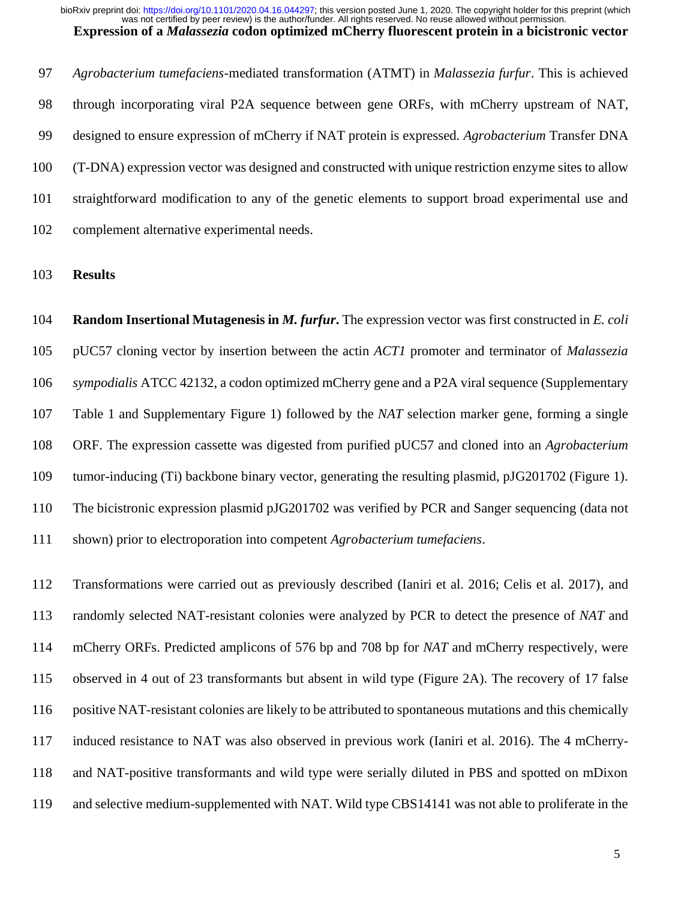*Agrobacterium tumefaciens*-mediated transformation (ATMT) in *Malassezia furfur*. This is achieved through incorporating viral P2A sequence between gene ORFs, with mCherry upstream of NAT, designed to ensure expression of mCherry if NAT protein is expressed. *Agrobacterium* Transfer DNA (T-DNA) expression vector was designed and constructed with unique restriction enzyme sites to allow straightforward modification to any of the genetic elements to support broad experimental use and complement alternative experimental needs.

## Results

**Random Insertional Mutagenesis in *M. furfur*.** The expression vector was first constructed in *E. coli* pUC57 cloning vector by insertion between the actin *ACT1* promoter and terminator of *Malassezia sympodialis* ATCC 42132, a codon optimized mCherry gene and a P2A viral sequence (Supplementary Table 1 and Supplementary Figure 1) followed by the *NAT* selection marker gene, forming a single ORF. The expression cassette was digested from purified pUC57 and cloned into an *Agrobacterium* tumor-inducing (Ti) backbone binary vector, generating the resulting plasmid, pJG201702 (Figure 1). The bicistronic expression plasmid pJG201702 was verified by PCR and Sanger sequencing (data not shown) prior to electroporation into competent *Agrobacterium tumefaciens*.

Transformations were carried out as previously described (Ianiri et al. 2016; Celis et al. 2017), and randomly selected NAT-resistant colonies were analyzed by PCR to detect the presence of *NAT* and mCherry ORFs. Predicted amplicons of 576 bp and 708 bp for *NAT* and mCherry respectively, were observed in 4 out of 23 transformants but absent in wild type (Figure 2A). The recovery of 17 false positive NAT-resistant colonies are likely to be attributed to spontaneous mutations and this chemically induced resistance to NAT was also observed in previous work (Ianiri et al. 2016). The 4 mCherry- and NAT-positive transformants and wild type were serially diluted in PBS and spotted on mDixon and selective medium-supplemented with NAT. Wild type CBS14141 was not able to proliferate in the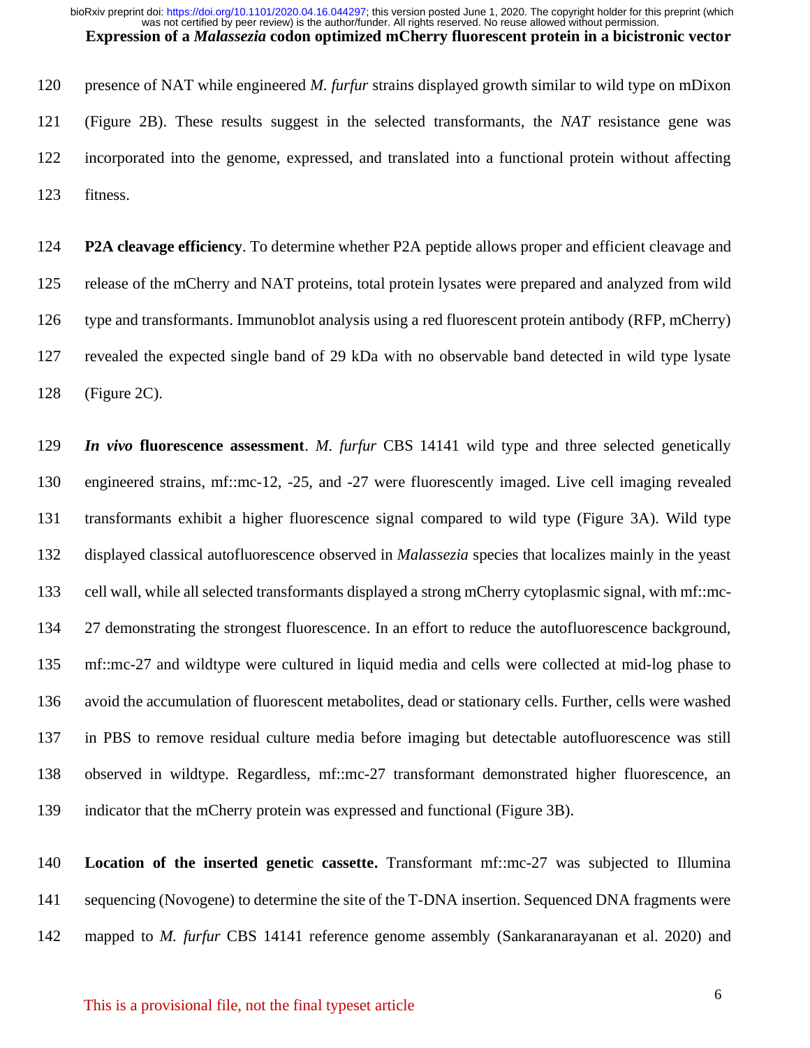presence of NAT while engineered *M. furfur* strains displayed growth similar to wild type on mDixon (Figure 2B). These results suggest in the selected transformants, the *NAT* resistance gene was incorporated into the genome, expressed, and translated into a functional protein without affecting fitness.

**P2A cleavage efficiency**. To determine whether P2A peptide allows proper and efficient cleavage and release of the mCherry and NAT proteins, total protein lysates were prepared and analyzed from wild type and transformants. Immunoblot analysis using a red fluorescent protein antibody (RFP, mCherry) revealed the expected single band of 29 kDa with no observable band detected in wild type lysate (Figure 2C).

***In vivo* fluorescence assessment**. *M. furfur* CBS 14141 wild type and three selected genetically engineered strains, mf::mc-12, -25, and -27 were fluorescently imaged. Live cell imaging revealed transformants exhibit a higher fluorescence signal compared to wild type (Figure 3A). Wild type displayed classical autofluorescence observed in *Malassezia* species that localizes mainly in the yeast cell wall, while all selected transformants displayed a strong mCherry cytoplasmic signal, with mf::mc-27 demonstrating the strongest fluorescence. In an effort to reduce the autofluorescence background, mf::mc-27 and wildtype were cultured in liquid media and cells were collected at mid-log phase to avoid the accumulation of fluorescent metabolites, dead or stationary cells. Further, cells were washed in PBS to remove residual culture media before imaging but detectable autofluorescence was still observed in wildtype. Regardless, mf::mc-27 transformant demonstrated higher fluorescence, an indicator that the mCherry protein was expressed and functional (Figure 3B).

**Location of the inserted genetic cassette.** Transformant mf::mc-27 was subjected to Illumina sequencing (Novogene) to determine the site of the T-DNA insertion. Sequenced DNA fragments were mapped to *M. furfur* CBS 14141 reference genome assembly (Sankaranarayanan et al. 2020) and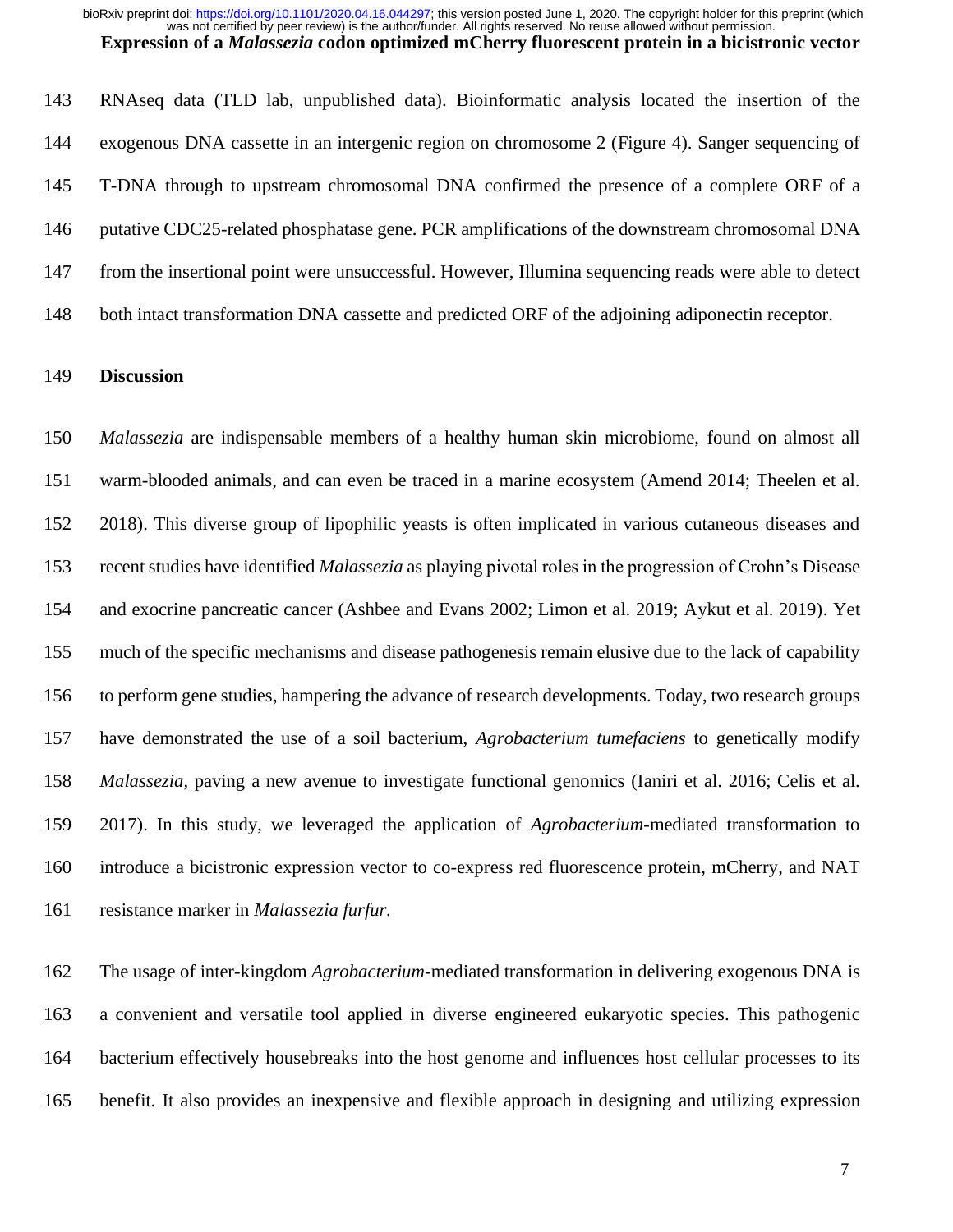RNAseq data (TLD lab, unpublished data). Bioinformatic analysis located the insertion of the exogenous DNA cassette in an intergenic region on chromosome 2 (Figure 4). Sanger sequencing of T-DNA through to upstream chromosomal DNA confirmed the presence of a complete ORF of a putative CDC25-related phosphatase gene. PCR amplifications of the downstream chromosomal DNA from the insertional point were unsuccessful. However, Illumina sequencing reads were able to detect both intact transformation DNA cassette and predicted ORF of the adjoining adiponectin receptor.

## Discussion

*Malassezia* are indispensable members of a healthy human skin microbiome, found on almost all warm-blooded animals, and can even be traced in a marine ecosystem (Amend 2014; Theelen et al. 2018). This diverse group of lipophilic yeasts is often implicated in various cutaneous diseases and recent studies have identified *Malassezia* as playing pivotal roles in the progression of Crohn's Disease and exocrine pancreatic cancer (Ashbee and Evans 2002; Limon et al. 2019; Aykut et al. 2019). Yet much of the specific mechanisms and disease pathogenesis remain elusive due to the lack of capability to perform gene studies, hampering the advance of research developments. Today, two research groups have demonstrated the use of a soil bacterium, *Agrobacterium tumefaciens* to genetically modify *Malassezia*, paving a new avenue to investigate functional genomics (Ianiri et al. 2016; Celis et al. 2017). In this study, we leveraged the application of *Agrobacterium*-mediated transformation to introduce a bicistronic expression vector to co-express red fluorescence protein, mCherry, and NAT resistance marker in *Malassezia furfur*.

The usage of inter-kingdom *Agrobacterium*-mediated transformation in delivering exogenous DNA is a convenient and versatile tool applied in diverse engineered eukaryotic species. This pathogenic bacterium effectively housebreaks into the host genome and influences host cellular processes to its benefit. It also provides an inexpensive and flexible approach in designing and utilizing expression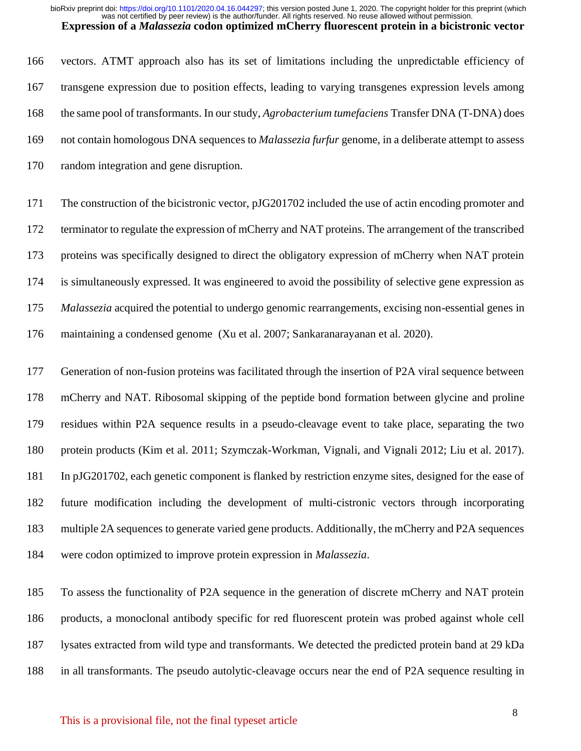vectors. ATMT approach also has its set of limitations including the unpredictable efficiency of transgene expression due to position effects, leading to varying transgenes expression levels among the same pool of transformants. In our study, *Agrobacterium tumefaciens* Transfer DNA (T-DNA) does not contain homologous DNA sequences to *Malassezia furfur* genome, in a deliberate attempt to assess random integration and gene disruption.

The construction of the bicistronic vector, pJG201702 included the use of actin encoding promoter and terminator to regulate the expression of mCherry and NAT proteins. The arrangement of the transcribed proteins was specifically designed to direct the obligatory expression of mCherry when NAT protein is simultaneously expressed. It was engineered to avoid the possibility of selective gene expression as *Malassezia* acquired the potential to undergo genomic rearrangements, excising non-essential genes in maintaining a condensed genome (Xu et al. 2007; Sankaranarayanan et al. 2020).

Generation of non-fusion proteins was facilitated through the insertion of P2A viral sequence between mCherry and NAT. Ribosomal skipping of the peptide bond formation between glycine and proline residues within P2A sequence results in a pseudo-cleavage event to take place, separating the two protein products (Kim et al. 2011; Szymczak-Workman, Vignali, and Vignali 2012; Liu et al. 2017). In pJG201702, each genetic component is flanked by restriction enzyme sites, designed for the ease of future modification including the development of multi-cistronic vectors through incorporating multiple 2A sequences to generate varied gene products. Additionally, the mCherry and P2A sequences were codon optimized to improve protein expression in *Malassezia*.

To assess the functionality of P2A sequence in the generation of discrete mCherry and NAT protein products, a monoclonal antibody specific for red fluorescent protein was probed against whole cell lysates extracted from wild type and transformants. We detected the predicted protein band at 29 kDa in all transformants. The pseudo autolytic-cleavage occurs near the end of P2A sequence resulting in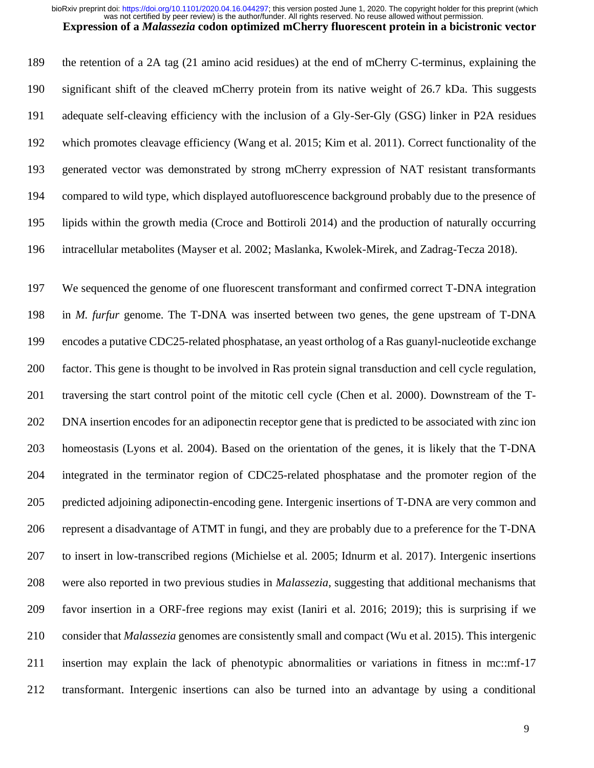the retention of a 2A tag (21 amino acid residues) at the end of mCherry C-terminus, explaining the significant shift of the cleaved mCherry protein from its native weight of 26.7 kDa. This suggests adequate self-cleaving efficiency with the inclusion of a Gly-Ser-Gly (GSG) linker in P2A residues which promotes cleavage efficiency (Wang et al. 2015; Kim et al. 2011). Correct functionality of the generated vector was demonstrated by strong mCherry expression of NAT resistant transformants compared to wild type, which displayed autofluorescence background probably due to the presence of lipids within the growth media (Croce and Bottiroli 2014) and the production of naturally occurring intracellular metabolites (Mayser et al. 2002; Maslanka, Kwolek-Mirek, and Zadrag-Tecza 2018).

We sequenced the genome of one fluorescent transformant and confirmed correct T-DNA integration in *M. furfur* genome. The T-DNA was inserted between two genes, the gene upstream of T-DNA encodes a putative CDC25-related phosphatase, an yeast ortholog of a Ras guanyl-nucleotide exchange factor. This gene is thought to be involved in Ras protein signal transduction and cell cycle regulation, traversing the start control point of the mitotic cell cycle (Chen et al. 2000). Downstream of the T-DNA insertion encodes for an adiponectin receptor gene that is predicted to be associated with zinc ion homeostasis (Lyons et al. 2004). Based on the orientation of the genes, it is likely that the T-DNA integrated in the terminator region of CDC25-related phosphatase and the promoter region of the predicted adjoining adiponectin-encoding gene. Intergenic insertions of T-DNA are very common and represent a disadvantage of ATMT in fungi, and they are probably due to a preference for the T-DNA to insert in low-transcribed regions (Michielse et al. 2005; Idnurm et al. 2017). Intergenic insertions were also reported in two previous studies in *Malassezia*, suggesting that additional mechanisms that favor insertion in a ORF-free regions may exist (Ianiri et al. 2016; 2019); this is surprising if we consider that *Malassezia* genomes are consistently small and compact (Wu et al. 2015). This intergenic insertion may explain the lack of phenotypic abnormalities or variations in fitness in mc::mf-17 transformant. Intergenic insertions can also be turned into an advantage by using a conditional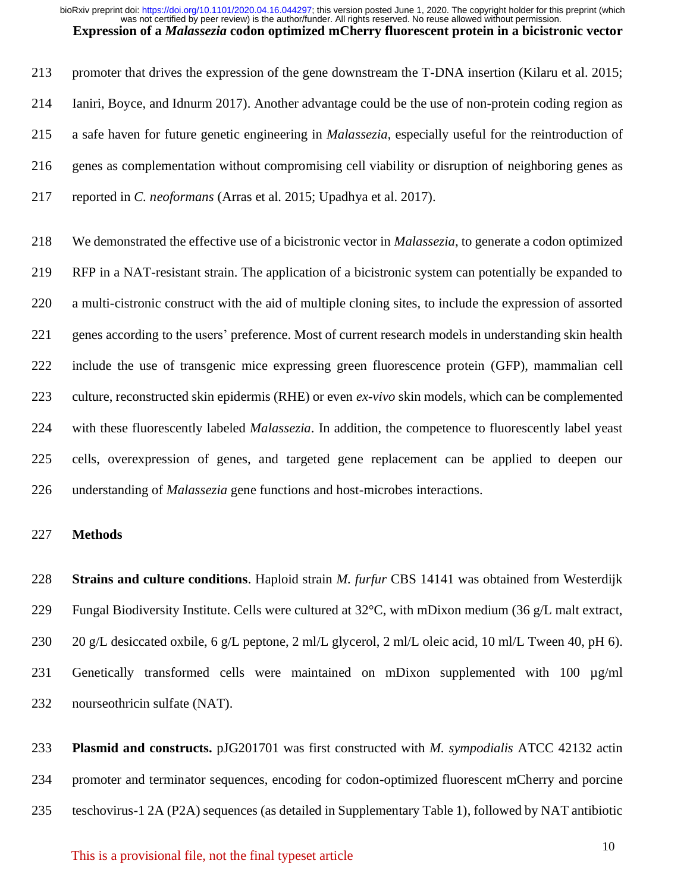promoter that drives the expression of the gene downstream the T-DNA insertion (Kilaru et al. 2015; Ianiri, Boyce, and Idnurm 2017). Another advantage could be the use of non-protein coding region as a safe haven for future genetic engineering in *Malassezia*, especially useful for the reintroduction of genes as complementation without compromising cell viability or disruption of neighboring genes as reported in *C. neoformans* (Arras et al. 2015; Upadhya et al. 2017).

We demonstrated the effective use of a bicistronic vector in *Malassezia*, to generate a codon optimized RFP in a NAT-resistant strain. The application of a bicistronic system can potentially be expanded to a multi-cistronic construct with the aid of multiple cloning sites, to include the expression of assorted genes according to the users' preference. Most of current research models in understanding skin health include the use of transgenic mice expressing green fluorescence protein (GFP), mammalian cell culture, reconstructed skin epidermis (RHE) or even *ex-vivo* skin models, which can be complemented with these fluorescently labeled *Malassezia*. In addition, the competence to fluorescently label yeast cells, overexpression of genes, and targeted gene replacement can be applied to deepen our understanding of *Malassezia* gene functions and host-microbes interactions.

## Methods

**Strains and culture conditions**. Haploid strain *M. furfur* CBS 14141 was obtained from Westerdijk Fungal Biodiversity Institute. Cells were cultured at 32°C, with mDixon medium (36 g/L malt extract, 20 g/L desiccated oxbile, 6 g/L peptone, 2 ml/L glycerol, 2 ml/L oleic acid, 10 ml/L Tween 40, pH 6). Genetically transformed cells were maintained on mDixon supplemented with 100 µg/ml nourseothricin sulfate (NAT).

**Plasmid and constructs.** pJG201701 was first constructed with *M. sympodialis* ATCC 42132 actin promoter and terminator sequences, encoding for codon-optimized fluorescent mCherry and porcine teschovirus-1 2A (P2A) sequences (as detailed in Supplementary Table 1), followed by NAT antibiotic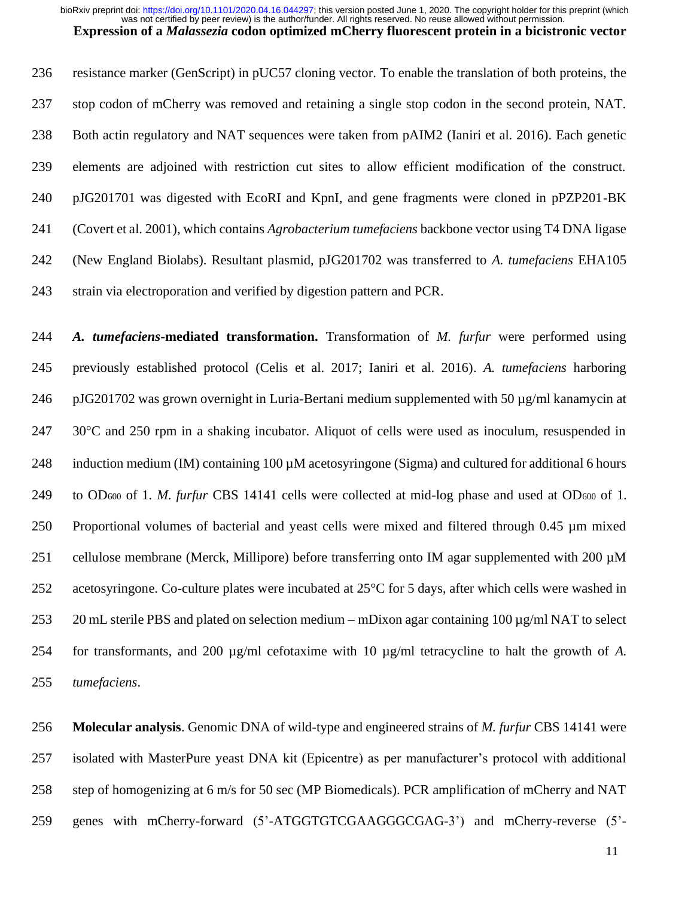resistance marker (GenScript) in pUC57 cloning vector. To enable the translation of both proteins, the stop codon of mCherry was removed and retaining a single stop codon in the second protein, NAT. Both actin regulatory and NAT sequences were taken from pAIM2 (Ianiri et al. 2016). Each genetic elements are adjoined with restriction cut sites to allow efficient modification of the construct. pJG201701 was digested with EcoRI and KpnI, and gene fragments were cloned in pPZP201-BK (Covert et al. 2001), which contains *Agrobacterium tumefaciens* backbone vector using T4 DNA ligase (New England Biolabs). Resultant plasmid, pJG201702 was transferred to *A. tumefaciens* EHA105 strain via electroporation and verified by digestion pattern and PCR.

***A. tumefaciens*-mediated transformation.** Transformation of *M. furfur* were performed using previously established protocol (Celis et al. 2017; Ianiri et al. 2016). *A. tumefaciens* harboring pJG201702 was grown overnight in Luria-Bertani medium supplemented with 50 µg/ml kanamycin at 30°C and 250 rpm in a shaking incubator. Aliquot of cells were used as inoculum, resuspended in induction medium (IM) containing 100 µM acetosyringone (Sigma) and cultured for additional 6 hours to $OD_{600}$ of 1. *M. furfur* CBS 14141 cells were collected at mid-log phase and used at $OD_{600}$ of 1. Proportional volumes of bacterial and yeast cells were mixed and filtered through 0.45 µm mixed cellulose membrane (Merck, Millipore) before transferring onto IM agar supplemented with 200 µM acetosyringone. Co-culture plates were incubated at 25°C for 5 days, after which cells were washed in 20 mL sterile PBS and plated on selection medium – mDixon agar containing 100 µg/ml NAT to select for transformants, and 200 µg/ml cefotaxime with 10 µg/ml tetracycline to halt the growth of *A. tumefaciens*.

**Molecular analysis**. Genomic DNA of wild-type and engineered strains of *M. furfur* CBS 14141 were isolated with MasterPure yeast DNA kit (Epicentre) as per manufacturer's protocol with additional step of homogenizing at 6 m/s for 50 sec (MP Biomedicals). PCR amplification of mCherry and NAT genes with mCherry-forward (5'-ATGGTGTCGAAGGGCGAG-3') and mCherry-reverse (5'-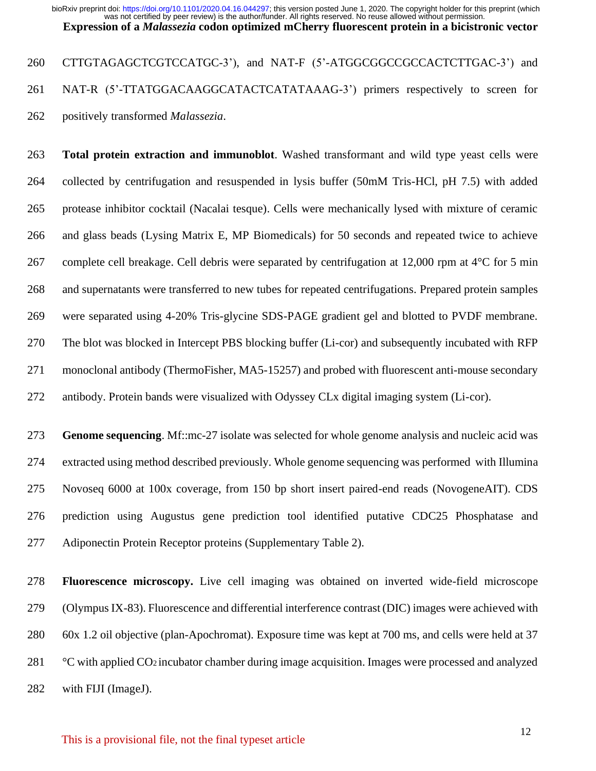CTTGTAGAGCTCGTCCATGC-3'), and NAT-F (5'-ATGGCGGCCGCCACTCTTGAC-3') and NAT-R (5'-TTATGGACAAGGCATACTCATATAAAG-3') primers respectively to screen for positively transformed *Malassezia*.

**Total protein extraction and immunoblot**. Washed transformant and wild type yeast cells were collected by centrifugation and resuspended in lysis buffer (50mM Tris-HCl, pH 7.5) with added protease inhibitor cocktail (Nacalai tesque). Cells were mechanically lysed with mixture of ceramic and glass beads (Lysing Matrix E, MP Biomedicals) for 50 seconds and repeated twice to achieve complete cell breakage. Cell debris were separated by centrifugation at 12,000 rpm at 4°C for 5 min and supernatants were transferred to new tubes for repeated centrifugations. Prepared protein samples were separated using 4-20% Tris-glycine SDS-PAGE gradient gel and blotted to PVDF membrane. The blot was blocked in Intercept PBS blocking buffer (Li-cor) and subsequently incubated with RFP monoclonal antibody (ThermoFisher, MA5-15257) and probed with fluorescent anti-mouse secondary antibody. Protein bands were visualized with Odyssey CLx digital imaging system (Li-cor).

**Genome sequencing**. Mf::mc-27 isolate was selected for whole genome analysis and nucleic acid was extracted using method described previously. Whole genome sequencing was performed with Illumina Novoseq 6000 at 100x coverage, from 150 bp short insert paired-end reads (NovogeneAIT). CDS prediction using Augustus gene prediction tool identified putative CDC25 Phosphatase and Adiponectin Protein Receptor proteins (Supplementary Table 2).

**Fluorescence microscopy.** Live cell imaging was obtained on inverted wide-field microscope (Olympus IX-83). Fluorescence and differential interference contrast (DIC) images were achieved with 60x 1.2 oil objective (plan-Apochromat). Exposure time was kept at 700 ms, and cells were held at 37 °C with applied $CO_2$ incubator chamber during image acquisition. Images were processed and analyzed with FIJI (ImageJ).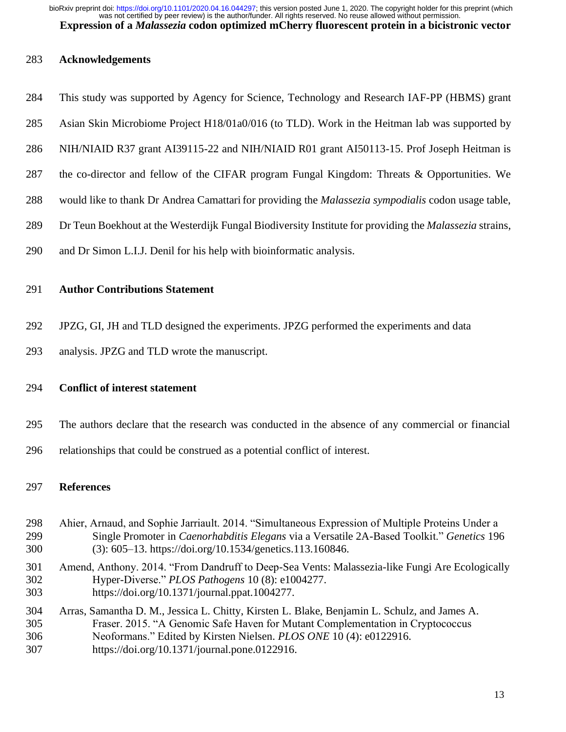## Acknowledgements

This study was supported by Agency for Science, Technology and Research IAF-PP (HBMS) grant Asian Skin Microbiome Project H18/01a0/016 (to TLD). Work in the Heitman lab was supported by NIH/NIAID R37 grant AI39115-22 and NIH/NIAID R01 grant AI50113-15. Prof Joseph Heitman is the co-director and fellow of the CIFAR program Fungal Kingdom: Threats & Opportunities. We would like to thank Dr Andrea Camattari for providing the *Malassezia sympodialis* codon usage table, Dr Teun Boekhout at the Westerdijk Fungal Biodiversity Institute for providing the *Malassezia* strains, and Dr Simon L.I.J. Denil for his help with bioinformatic analysis.

## Author Contributions Statement

JPZG, GI, JH and TLD designed the experiments. JPZG performed the experiments and data analysis. JPZG and TLD wrote the manuscript.

## Conflict of interest statement

The authors declare that the research was conducted in the absence of any commercial or financial relationships that could be construed as a potential conflict of interest.

## References

Ahier, Arnaud, and Sophie Jarriault. 2014. "Simultaneous Expression of Multiple Proteins Under a Single Promoter in *Caenorhabditis Elegans* via a Versatile 2A-Based Toolkit." *Genetics* 196 (3): 605–13. https://doi.org/10.1534/genetics.113.160846.

Amend, Anthony. 2014. "From Dandruff to Deep-Sea Vents: Malassezia-like Fungi Are Ecologically Hyper-Diverse." *PLOS Pathogens* 10 (8): e1004277. https://doi.org/10.1371/journal.ppat.1004277.

Arras, Samantha D. M., Jessica L. Chitty, Kirsten L. Blake, Benjamin L. Schulz, and James A. Fraser. 2015. "A Genomic Safe Haven for Mutant Complementation in Cryptococcus Neoformans." Edited by Kirsten Nielsen. *PLOS ONE* 10 (4): e0122916. https://doi.org/10.1371/journal.pone.0122916.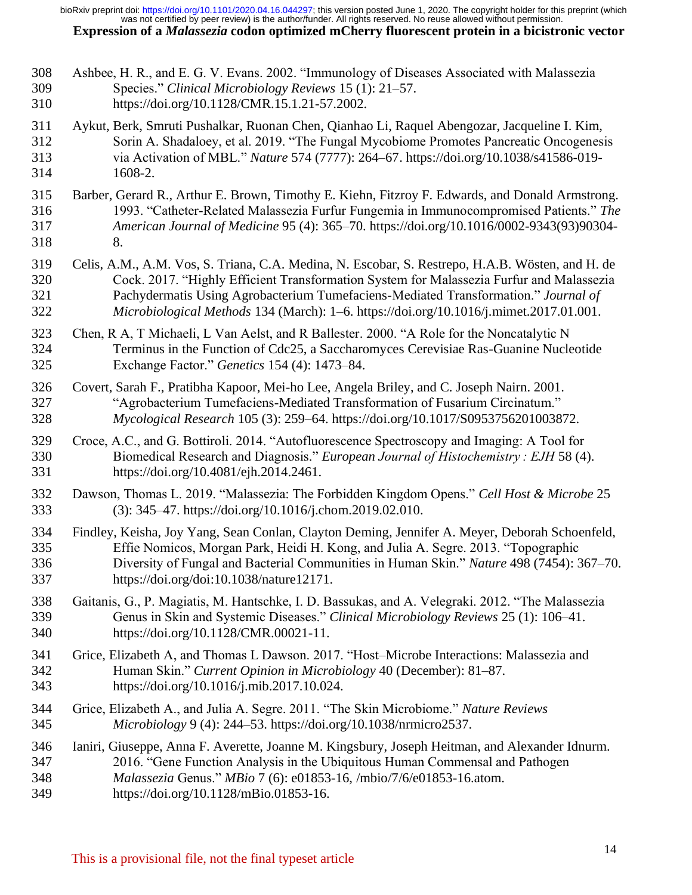Ashbee, H. R., and E. G. V. Evans. 2002. "Immunology of Diseases Associated with Malassezia Species." *Clinical Microbiology Reviews* 15 (1): 21–57. https://doi.org/10.1128/CMR.15.1.21-57.2002.

Aykut, Berk, Smruti Pushalkar, Ruonan Chen, Qianhao Li, Raquel Abengozar, Jacqueline I. Kim, Sorin A. Shadaloey, et al. 2019. "The Fungal Mycobiome Promotes Pancreatic Oncogenesis via Activation of MBL." *Nature* 574 (7777): 264–67. https://doi.org/10.1038/s41586-019-1608-2.

Barber, Gerard R., Arthur E. Brown, Timothy E. Kiehn, Fitzroy F. Edwards, and Donald Armstrong. 1993. "Catheter-Related Malassezia Furfur Fungemia in Immunocompromised Patients." *The American Journal of Medicine* 95 (4): 365–70. https://doi.org/10.1016/0002-9343(93)90304-8.

Celis, A.M., A.M. Vos, S. Triana, C.A. Medina, N. Escobar, S. Restrepo, H.A.B. Wösten, and H. de Cock. 2017. "Highly Efficient Transformation System for Malassezia Furfur and Malassezia Pachydermatis Using Agrobacterium Tumefaciens-Mediated Transformation." *Journal of Microbiological Methods* 134 (March): 1–6. https://doi.org/10.1016/j.mimet.2017.01.001.

Chen, R A, T Michaeli, L Van Aelst, and R Ballester. 2000. "A Role for the Noncatalytic N Terminus in the Function of Cdc25, a Saccharomyces Cerevisiae Ras-Guanine Nucleotide Exchange Factor." *Genetics* 154 (4): 1473–84.

Covert, Sarah F., Pratibha Kapoor, Mei-ho Lee, Angela Briley, and C. Joseph Nairn. 2001. "Agrobacterium Tumefaciens-Mediated Transformation of Fusarium Circinatum." *Mycological Research* 105 (3): 259–64. https://doi.org/10.1017/S0953756201003872.

Croce, A.C., and G. Bottiroli. 2014. "Autofluorescence Spectroscopy and Imaging: A Tool for Biomedical Research and Diagnosis." *European Journal of Histochemistry : EJH* 58 (4). https://doi.org/10.4081/ejh.2014.2461.

Dawson, Thomas L. 2019. "Malassezia: The Forbidden Kingdom Opens." *Cell Host & Microbe* 25 (3): 345–47. https://doi.org/10.1016/j.chom.2019.02.010.

Findley, Keisha, Joy Yang, Sean Conlan, Clayton Deming, Jennifer A. Meyer, Deborah Schoenfeld, Effie Nomicos, Morgan Park, Heidi H. Kong, and Julia A. Segre. 2013. "Topographic Diversity of Fungal and Bacterial Communities in Human Skin." *Nature* 498 (7454): 367–70. https://doi.org/doi:10.1038/nature12171.

Gaitanis, G., P. Magiatis, M. Hantschke, I. D. Bassukas, and A. Velegraki. 2012. "The Malassezia Genus in Skin and Systemic Diseases." *Clinical Microbiology Reviews* 25 (1): 106–41. https://doi.org/10.1128/CMR.00021-11.

Grice, Elizabeth A, and Thomas L Dawson. 2017. "Host–Microbe Interactions: Malassezia and Human Skin." *Current Opinion in Microbiology* 40 (December): 81–87. https://doi.org/10.1016/j.mib.2017.10.024.

Grice, Elizabeth A., and Julia A. Segre. 2011. "The Skin Microbiome." *Nature Reviews Microbiology* 9 (4): 244–53. https://doi.org/10.1038/nrmicro2537.

Ianiri, Giuseppe, Anna F. Averette, Joanne M. Kingsbury, Joseph Heitman, and Alexander Idnurm. 2016. "Gene Function Analysis in the Ubiquitous Human Commensal and Pathogen *Malassezia* Genus." *MBio* 7 (6): e01853-16, /mbio/7/6/e01853-16.atom. https://doi.org/10.1128/mBio.01853-16.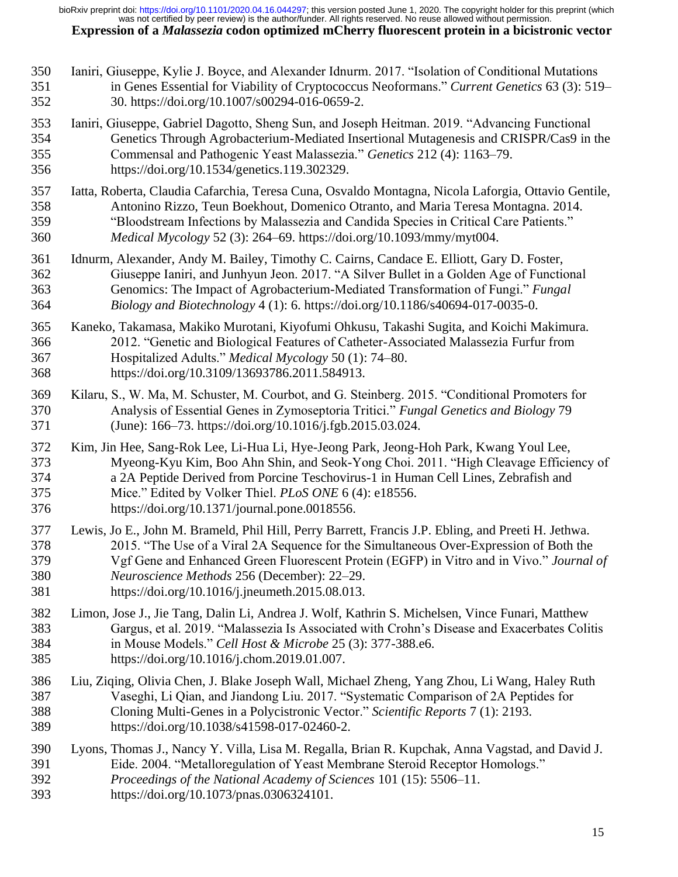Ianiri, Giuseppe, Kylie J. Boyce, and Alexander Idnurm. 2017. "Isolation of Conditional Mutations in Genes Essential for Viability of Cryptococcus Neoformans." *Current Genetics* 63 (3): 519–30. https://doi.org/10.1007/s00294-016-0659-2.

Ianiri, Giuseppe, Gabriel Dagotto, Sheng Sun, and Joseph Heitman. 2019. "Advancing Functional Genetics Through Agrobacterium-Mediated Insertional Mutagenesis and CRISPR/Cas9 in the Commensal and Pathogenic Yeast Malassezia." *Genetics* 212 (4): 1163–79. https://doi.org/10.1534/genetics.119.302329.

Iatta, Roberta, Claudia Cafarchia, Teresa Cuna, Osvaldo Montagna, Nicola Laforgia, Ottavio Gentile, Antonino Rizzo, Teun Boekhout, Domenico Otranto, and Maria Teresa Montagna. 2014. "Bloodstream Infections by Malassezia and Candida Species in Critical Care Patients." *Medical Mycology* 52 (3): 264–69. https://doi.org/10.1093/mmy/myt004.

Idnurm, Alexander, Andy M. Bailey, Timothy C. Cairns, Candace E. Elliott, Gary D. Foster, Giuseppe Ianiri, and Junhyun Jeon. 2017. "A Silver Bullet in a Golden Age of Functional Genomics: The Impact of Agrobacterium-Mediated Transformation of Fungi." *Fungal Biology and Biotechnology* 4 (1): 6. https://doi.org/10.1186/s40694-017-0035-0.

Kaneko, Takamasa, Makiko Murotani, Kiyofumi Ohkusu, Takashi Sugita, and Koichi Makimura. 2012. "Genetic and Biological Features of Catheter-Associated Malassezia Furfur from Hospitalized Adults." *Medical Mycology* 50 (1): 74–80. https://doi.org/10.3109/13693786.2011.584913.

Kilaru, S., W. Ma, M. Schuster, M. Courbot, and G. Steinberg. 2015. "Conditional Promoters for Analysis of Essential Genes in Zymoseptoria Tritici." *Fungal Genetics and Biology* 79 (June): 166–73. https://doi.org/10.1016/j.fgb.2015.03.024.

Kim, Jin Hee, Sang-Rok Lee, Li-Hua Li, Hye-Jeong Park, Jeong-Hoh Park, Kwang Youl Lee, Myeong-Kyu Kim, Boo Ahn Shin, and Seok-Yong Choi. 2011. "High Cleavage Efficiency of a 2A Peptide Derived from Porcine Teschovirus-1 in Human Cell Lines, Zebrafish and Mice." Edited by Volker Thiel. *PLoS ONE* 6 (4): e18556. https://doi.org/10.1371/journal.pone.0018556.

Lewis, Jo E., John M. Brameld, Phil Hill, Perry Barrett, Francis J.P. Ebling, and Preeti H. Jethwa. 2015. "The Use of a Viral 2A Sequence for the Simultaneous Over-Expression of Both the Vgf Gene and Enhanced Green Fluorescent Protein (EGFP) in Vitro and in Vivo." *Journal of Neuroscience Methods* 256 (December): 22–29. https://doi.org/10.1016/j.jneumeth.2015.08.013.

Limon, Jose J., Jie Tang, Dalin Li, Andrea J. Wolf, Kathrin S. Michelsen, Vince Funari, Matthew Gargus, et al. 2019. "Malassezia Is Associated with Crohn's Disease and Exacerbates Colitis in Mouse Models." *Cell Host & Microbe* 25 (3): 377-388.e6. https://doi.org/10.1016/j.chom.2019.01.007.

Liu, Ziqing, Olivia Chen, J. Blake Joseph Wall, Michael Zheng, Yang Zhou, Li Wang, Haley Ruth Vaseghi, Li Qian, and Jiandong Liu. 2017. "Systematic Comparison of 2A Peptides for Cloning Multi-Genes in a Polycistronic Vector." *Scientific Reports* 7 (1): 2193. https://doi.org/10.1038/s41598-017-02460-2.

Lyons, Thomas J., Nancy Y. Villa, Lisa M. Regalla, Brian R. Kupchak, Anna Vagstad, and David J. Eide. 2004. "Metalloregulation of Yeast Membrane Steroid Receptor Homologs." *Proceedings of the National Academy of Sciences* 101 (15): 5506–11. https://doi.org/10.1073/pnas.0306324101.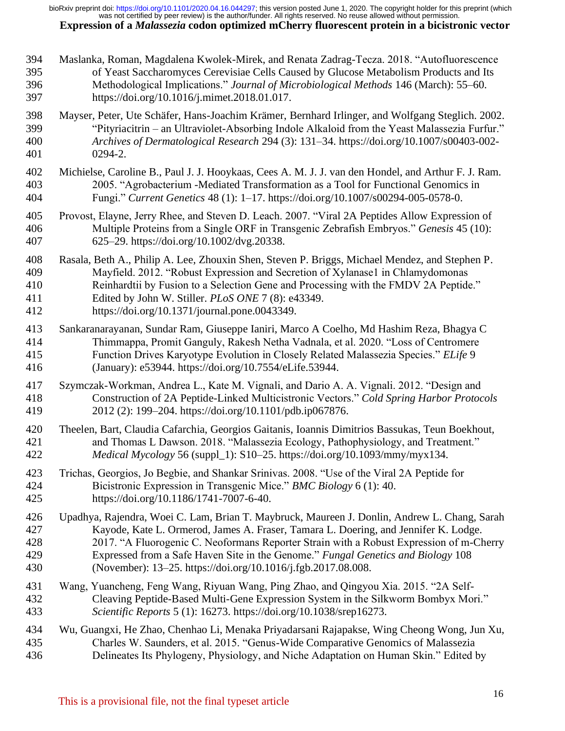Maslanka, Roman, Magdalena Kwolek-Mirek, and Renata Zadrag-Tecza. 2018. "Autofluorescence of Yeast Saccharomyces Cerevisiae Cells Caused by Glucose Metabolism Products and Its Methodological Implications." *Journal of Microbiological Methods* 146 (March): 55–60. https://doi.org/10.1016/j.mimet.2018.01.017.

Mayser, Peter, Ute Schäfer, Hans-Joachim Krämer, Bernhard Irlinger, and Wolfgang Steglich. 2002. "Pityriacitrin – an Ultraviolet-Absorbing Indole Alkaloid from the Yeast Malassezia Furfur." *Archives of Dermatological Research* 294 (3): 131–34. https://doi.org/10.1007/s00403-002-0294-2.

Michielse, Caroline B., Paul J. J. Hooykaas, Cees A. M. J. J. van den Hondel, and Arthur F. J. Ram. 2005. "Agrobacterium -Mediated Transformation as a Tool for Functional Genomics in Fungi." *Current Genetics* 48 (1): 1–17. https://doi.org/10.1007/s00294-005-0578-0.

Provost, Elayne, Jerry Rhee, and Steven D. Leach. 2007. "Viral 2A Peptides Allow Expression of Multiple Proteins from a Single ORF in Transgenic Zebrafish Embryos." *Genesis* 45 (10): 625–29. https://doi.org/10.1002/dvg.20338.

Rasala, Beth A., Philip A. Lee, Zhouxin Shen, Steven P. Briggs, Michael Mendez, and Stephen P. Mayfield. 2012. "Robust Expression and Secretion of Xylanase1 in Chlamydomonas Reinhardtii by Fusion to a Selection Gene and Processing with the FMDV 2A Peptide." Edited by John W. Stiller. *PLoS ONE* 7 (8): e43349. https://doi.org/10.1371/journal.pone.0043349.

Sankaranarayanan, Sundar Ram, Giuseppe Ianiri, Marco A Coelho, Md Hashim Reza, Bhagya C Thimmappa, Promit Ganguly, Rakesh Netha Vadnala, et al. 2020. "Loss of Centromere Function Drives Karyotype Evolution in Closely Related Malassezia Species." *ELife* 9 (January): e53944. https://doi.org/10.7554/eLife.53944.

Szymczak-Workman, Andrea L., Kate M. Vignali, and Dario A. A. Vignali. 2012. "Design and Construction of 2A Peptide-Linked Multicistronic Vectors." *Cold Spring Harbor Protocols* 2012 (2): 199–204. https://doi.org/10.1101/pdb.ip067876.

Theelen, Bart, Claudia Cafarchia, Georgios Gaitanis, Ioannis Dimitrios Bassukas, Teun Boekhout, and Thomas L Dawson. 2018. "Malassezia Ecology, Pathophysiology, and Treatment." *Medical Mycology* 56 (suppl_1): S10–25. https://doi.org/10.1093/mmy/myx134.

Trichas, Georgios, Jo Begbie, and Shankar Srinivas. 2008. "Use of the Viral 2A Peptide for Bicistronic Expression in Transgenic Mice." *BMC Biology* 6 (1): 40. https://doi.org/10.1186/1741-7007-6-40.

Upadhya, Rajendra, Woei C. Lam, Brian T. Maybruck, Maureen J. Donlin, Andrew L. Chang, Sarah Kayode, Kate L. Ormerod, James A. Fraser, Tamara L. Doering, and Jennifer K. Lodge. 2017. "A Fluorogenic C. Neoformans Reporter Strain with a Robust Expression of m-Cherry Expressed from a Safe Haven Site in the Genome." *Fungal Genetics and Biology* 108 (November): 13–25. https://doi.org/10.1016/j.fgb.2017.08.008.

Wang, Yuancheng, Feng Wang, Riyuan Wang, Ping Zhao, and Qingyou Xia. 2015. "2A Self-Cleaving Peptide-Based Multi-Gene Expression System in the Silkworm Bombyx Mori." *Scientific Reports* 5 (1): 16273. https://doi.org/10.1038/srep16273.

Wu, Guangxi, He Zhao, Chenhao Li, Menaka Priyadarsani Rajapakse, Wing Cheong Wong, Jun Xu, Charles W. Saunders, et al. 2015. "Genus-Wide Comparative Genomics of Malassezia Delineates Its Phylogeny, Physiology, and Niche Adaptation on Human Skin." Edited by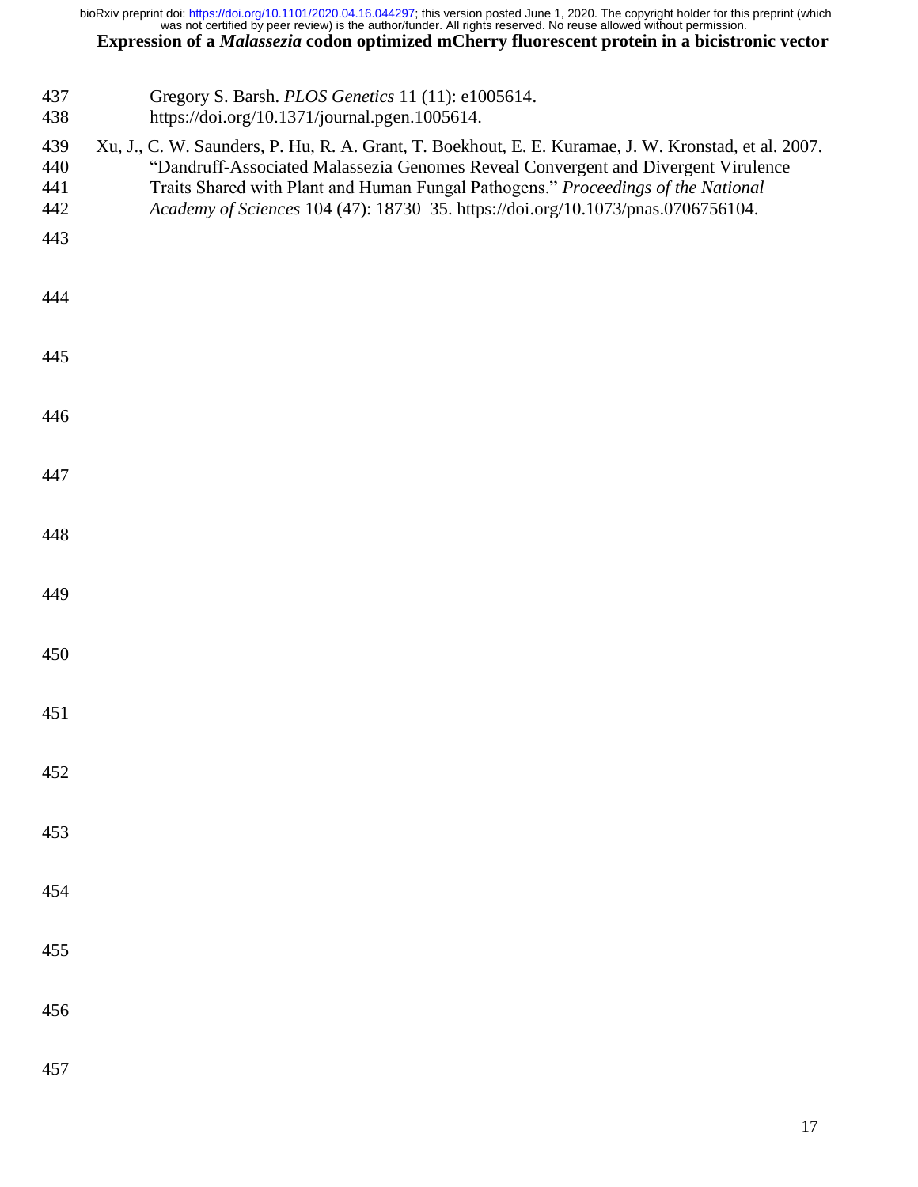Gregory S. Barsh. *PLOS Genetics* 11 (11): e1005614. https://doi.org/10.1371/journal.pgen.1005614.

Xu, J., C. W. Saunders, P. Hu, R. A. Grant, T. Boekhout, E. E. Kuramae, J. W. Kronstad, et al. 2007. "Dandruff-Associated Malassezia Genomes Reveal Convergent and Divergent Virulence Traits Shared with Plant and Human Fungal Pathogens." *Proceedings of the National Academy of Sciences* 104 (47): 18730–35. https://doi.org/10.1073/pnas.0706756104.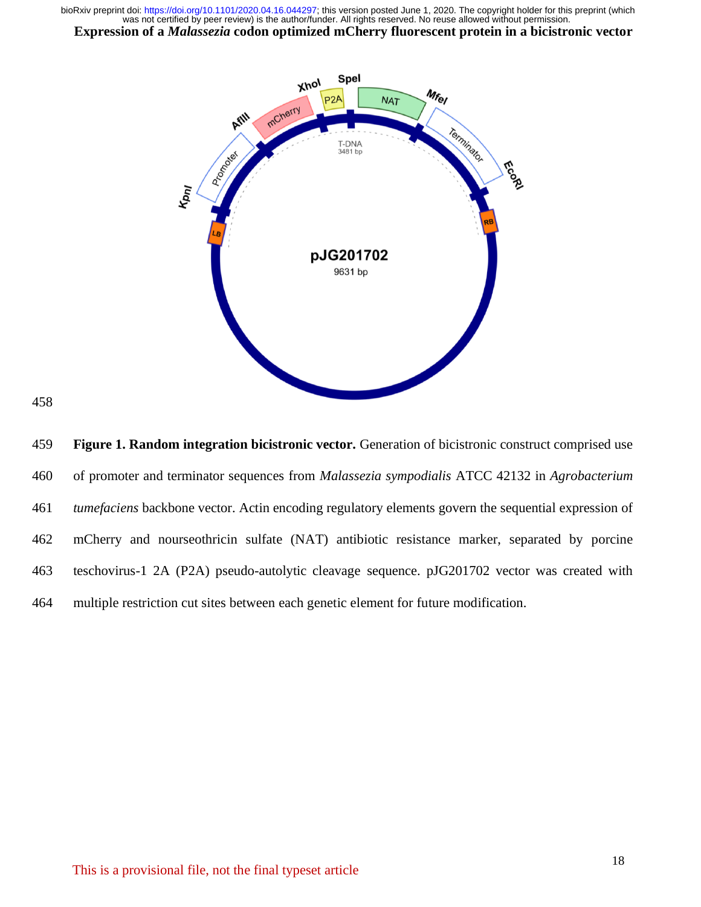Figure 1 (plasmid map, pJG201702): no image reference was detected for this figure.

**Figure 1. Random integration bicistronic vector.** Generation of bicistronic construct comprised use of promoter and terminator sequences from *Malassezia sympodialis* ATCC 42132 in *Agrobacterium tumefaciens* backbone vector. Actin encoding regulatory elements govern the sequential expression of mCherry and nourseothricin sulfate (NAT) antibiotic resistance marker, separated by porcine teschovirus-1 2A (P2A) pseudo-autolytic cleavage sequence. pJG201702 vector was created with multiple restriction cut sites between each genetic element for future modification.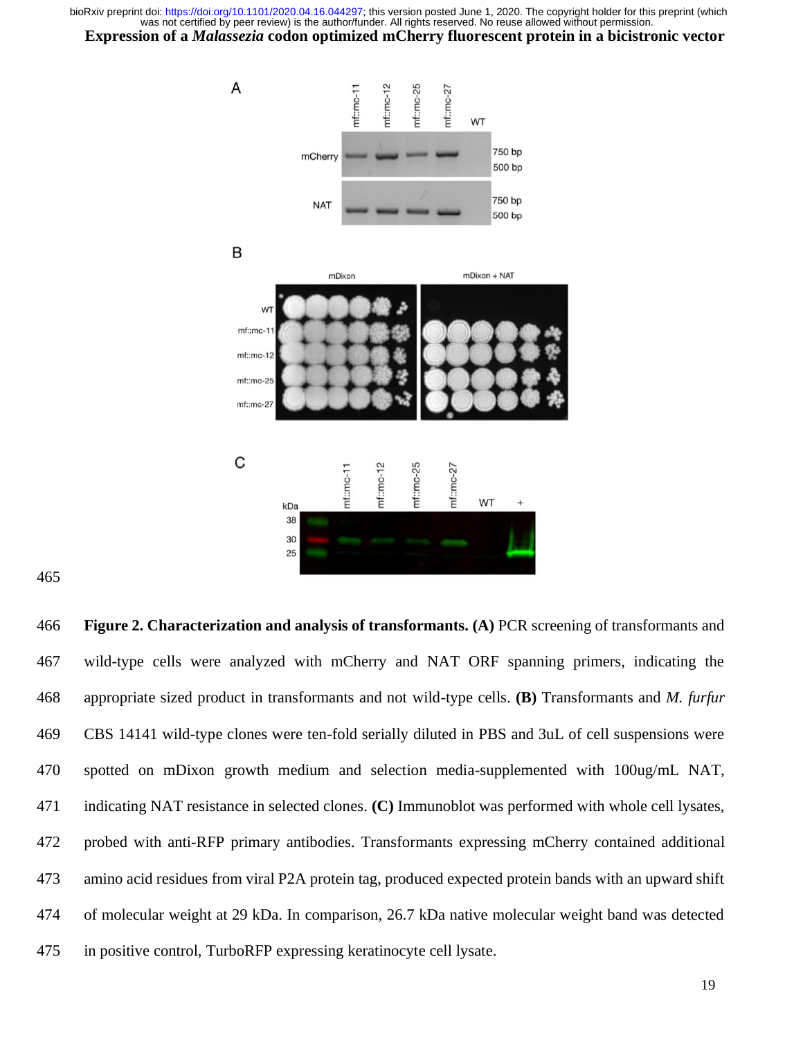**Expression of a *Malassezia* codon optimized mCherry fluorescent protein in a bicistronic vector**

**Figure 2. Characterization and analysis of transformants. (A)** PCR screening of transformants and wild-type cells were analyzed with mCherry and NAT ORF spanning primers, indicating the appropriate sized product in transformants and not wild-type cells. **(B)** Transformants and *M. furfur* CBS 14141 wild-type clones were ten-fold serially diluted in PBS and 3uL of cell suspensions were spotted on mDixon growth medium and selection media-supplemented with 100ug/mL NAT, indicating NAT resistance in selected clones. **(C)** Immunoblot was performed with whole cell lysates, probed with anti-RFP primary antibodies. Transformants expressing mCherry contained additional amino acid residues from viral P2A protein tag, produced expected protein bands with an upward shift of molecular weight at 29 kDa. In comparison, 26.7 kDa native molecular weight band was detected in positive control, TurboRFP expressing keratinocyte cell lysate.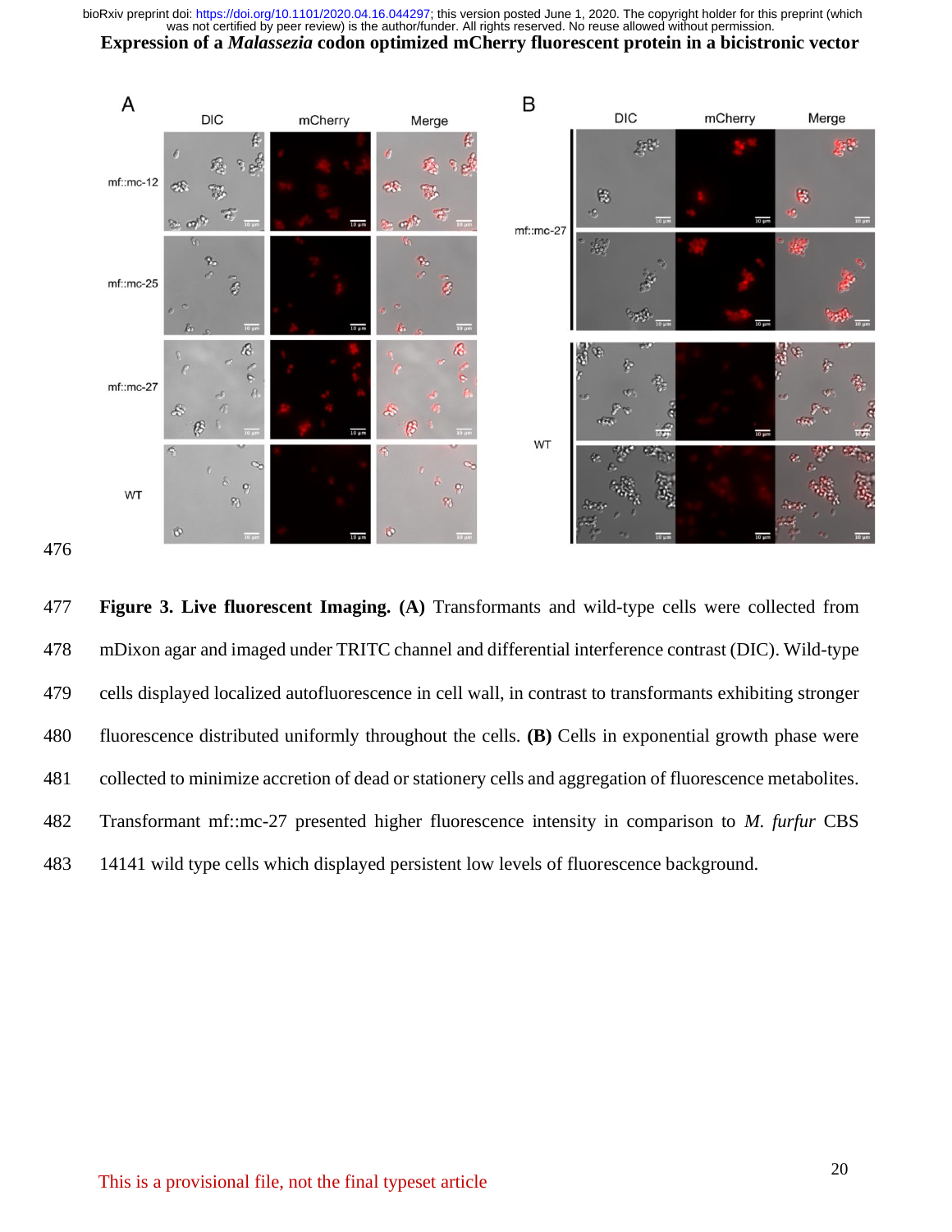Figure 3. Live fluorescent Imaging. **(A)** Transformants and wild-type cells were collected from mDixon agar and imaged under TRITC channel and differential interference contrast (DIC). Wild-type cells displayed localized autofluorescence in cell wall, in contrast to transformants exhibiting stronger fluorescence distributed uniformly throughout the cells. **(B)** Cells in exponential growth phase were collected to minimize accretion of dead or stationery cells and aggregation of fluorescence metabolites. Transformant mf::mc-27 presented higher fluorescence intensity in comparison to *M. furfur* CBS 14141 wild type cells which displayed persistent low levels of fluorescence background.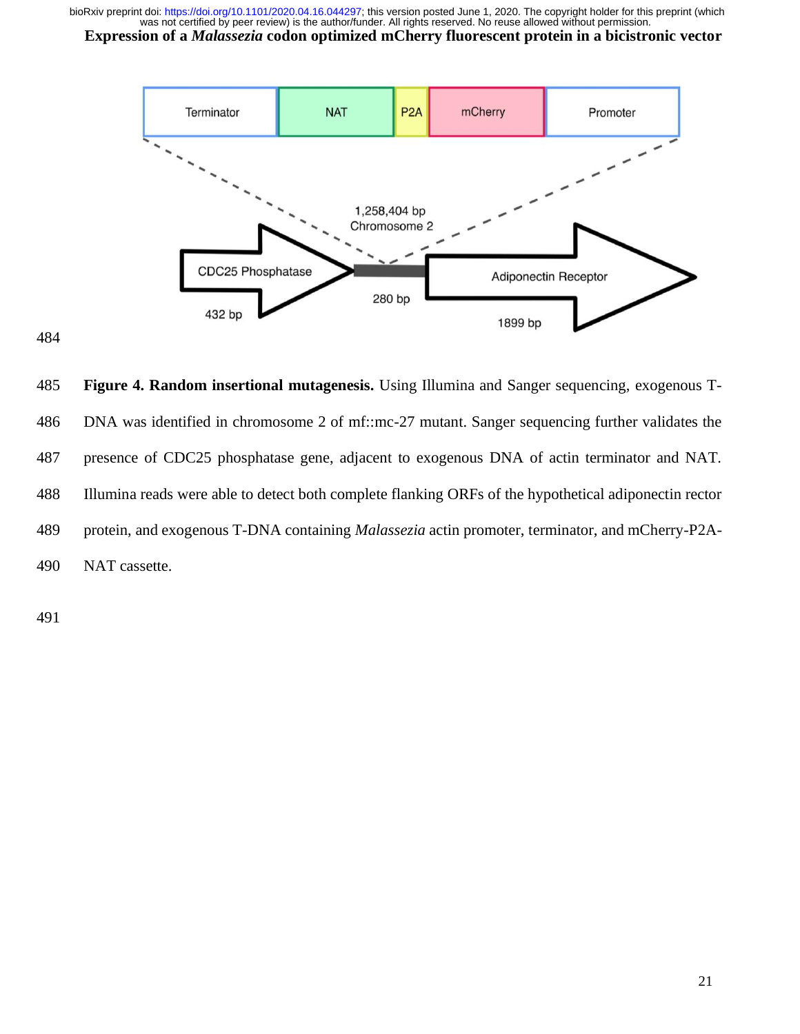Terminator

NAT

P2A

mCherry

Promoter

1,258,404 bp

Chromosome 2

CDC25 Phosphatase

432 bp

280 bp

Adiponectin Receptor

1899 bp

**Figure 4. Random insertional mutagenesis.** Using Illumina and Sanger sequencing, exogenous T-DNA was identified in chromosome 2 of mf::mc-27 mutant. Sanger sequencing further validates the presence of CDC25 phosphatase gene, adjacent to exogenous DNA of actin terminator and NAT. Illumina reads were able to detect both complete flanking ORFs of the hypothetical adiponectin rector protein, and exogenous T-DNA containing *Malassezia* actin promoter, terminator, and mCherry-P2A-NAT cassette.